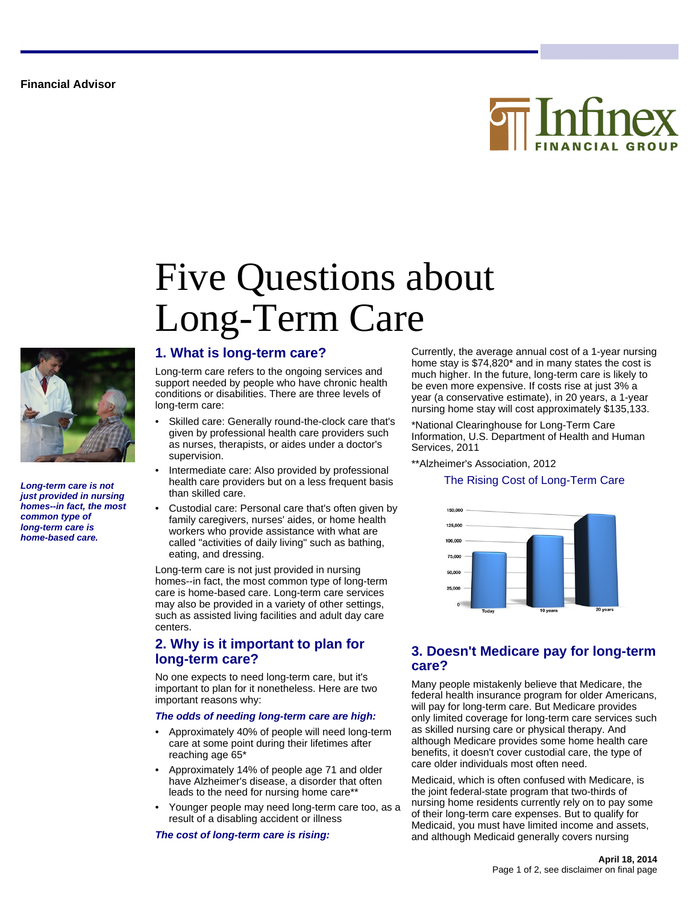Financial Advisor

# Five Questions about Long-Term Care

***Long-term care is not just provided in nursing homes--in fact, the most common type of long-term care is home-based care.***

## 1. What is long-term care?

Long-term care refers to the ongoing services and support needed by people who have chronic health conditions or disabilities. There are three levels of long-term care:

- Skilled care: Generally round-the-clock care that's given by professional health care providers such as nurses, therapists, or aides under a doctor's supervision.
- Intermediate care: Also provided by professional health care providers but on a less frequent basis than skilled care.
- Custodial care: Personal care that's often given by family caregivers, nurses' aides, or home health workers who provide assistance with what are called "activities of daily living" such as bathing, eating, and dressing.

Long-term care is not just provided in nursing homes--in fact, the most common type of long-term care is home-based care. Long-term care services may also be provided in a variety of other settings, such as assisted living facilities and adult day care centers.

## 2. Why is it important to plan for long-term care?

No one expects to need long-term care, but it's important to plan for it nonetheless. Here are two important reasons why:

***The odds of needing long-term care are high:***

- Approximately 40% of people will need long-term care at some point during their lifetimes after reaching age 65*
- Approximately 14% of people age 71 and older have Alzheimer's disease, a disorder that often leads to the need for nursing home care**
- Younger people may need long-term care too, as a result of a disabling accident or illness

***The cost of long-term care is rising:***

Currently, the average annual cost of a 1-year nursing home stay is $74,820* and in many states the cost is much higher. In the future, long-term care is likely to be even more expensive. If costs rise at just 3% a year (a conservative estimate), in 20 years, a 1-year nursing home stay will cost approximately $135,133.

*National Clearinghouse for Long-Term Care Information, U.S. Department of Health and Human Services, 2011

**Alzheimer's Association, 2012

The Rising Cost of Long-Term Care

## 3. Doesn't Medicare pay for long-term care?

Many people mistakenly believe that Medicare, the federal health insurance program for older Americans, will pay for long-term care. But Medicare provides only limited coverage for long-term care services such as skilled nursing care or physical therapy. And although Medicare provides some home health care benefits, it doesn't cover custodial care, the type of care older individuals most often need.

Medicaid, which is often confused with Medicare, is the joint federal-state program that two-thirds of nursing home residents currently rely on to pay some of their long-term care expenses. But to qualify for Medicaid, you must have limited income and assets, and although Medicaid generally covers nursing

April 18, 2014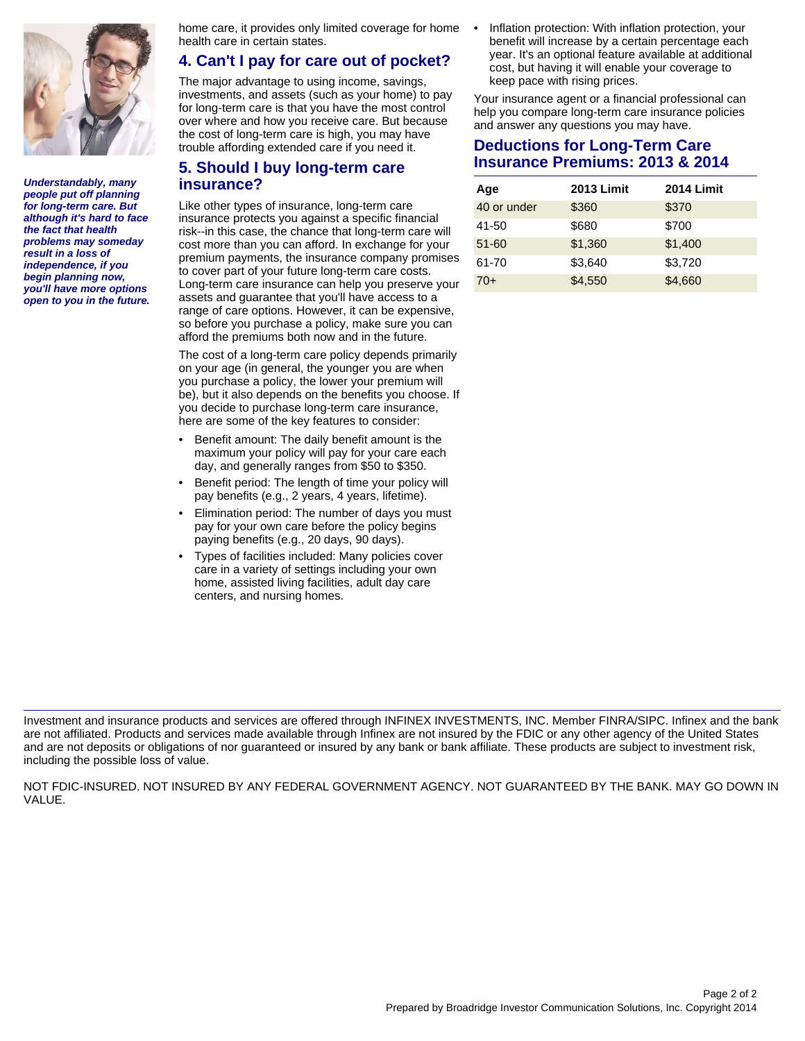*Understandably, many people put off planning for long-term care. But although it's hard to face the fact that health problems may someday result in a loss of independence, if you begin planning now, you'll have more options open to you in the future.*

home care, it provides only limited coverage for home health care in certain states.

## 4. Can't I pay for care out of pocket?

The major advantage to using income, savings, investments, and assets (such as your home) to pay for long-term care is that you have the most control over where and how you receive care. But because the cost of long-term care is high, you may have trouble affording extended care if you need it.

## 5. Should I buy long-term care insurance?

Like other types of insurance, long-term care insurance protects you against a specific financial risk--in this case, the chance that long-term care will cost more than you can afford. In exchange for your premium payments, the insurance company promises to cover part of your future long-term care costs. Long-term care insurance can help you preserve your assets and guarantee that you'll have access to a range of care options. However, it can be expensive, so before you purchase a policy, make sure you can afford the premiums both now and in the future.

The cost of a long-term care policy depends primarily on your age (in general, the younger you are when you purchase a policy, the lower your premium will be), but it also depends on the benefits you choose. If you decide to purchase long-term care insurance, here are some of the key features to consider:

- Benefit amount: The daily benefit amount is the maximum your policy will pay for your care each day, and generally ranges from $50 to $350.
- Benefit period: The length of time your policy will pay benefits (e.g., 2 years, 4 years, lifetime).
- Elimination period: The number of days you must pay for your own care before the policy begins paying benefits (e.g., 20 days, 90 days).
- Types of facilities included: Many policies cover care in a variety of settings including your own home, assisted living facilities, adult day care centers, and nursing homes.
- Inflation protection: With inflation protection, your benefit will increase by a certain percentage each year. It's an optional feature available at additional cost, but having it will enable your coverage to keep pace with rising prices.

Your insurance agent or a financial professional can help you compare long-term care insurance policies and answer any questions you may have.

## Deductions for Long-Term Care Insurance Premiums: 2013 & 2014

| Age | 2013 Limit | 2014 Limit |
|---|---|---|
| 40 or under | $360 | $370 |
| 41-50 | $680 | $700 |
| 51-60 | $1,360 | $1,400 |
| 61-70 | $3,640 | $3,720 |
| 70+ | $4,550 | $4,660 |

Investment and insurance products and services are offered through INFINEX INVESTMENTS, INC. Member FINRA/SIPC. Infinex and the bank are not affiliated. Products and services made available through Infinex are not insured by the FDIC or any other agency of the United States and are not deposits or obligations of nor guaranteed or insured by any bank or bank affiliate. These products are subject to investment risk, including the possible loss of value.

NOT FDIC-INSURED. NOT INSURED BY ANY FEDERAL GOVERNMENT AGENCY. NOT GUARANTEED BY THE BANK. MAY GO DOWN IN VALUE.

Prepared by Broadridge Investor Communication Solutions, Inc. Copyright 2014